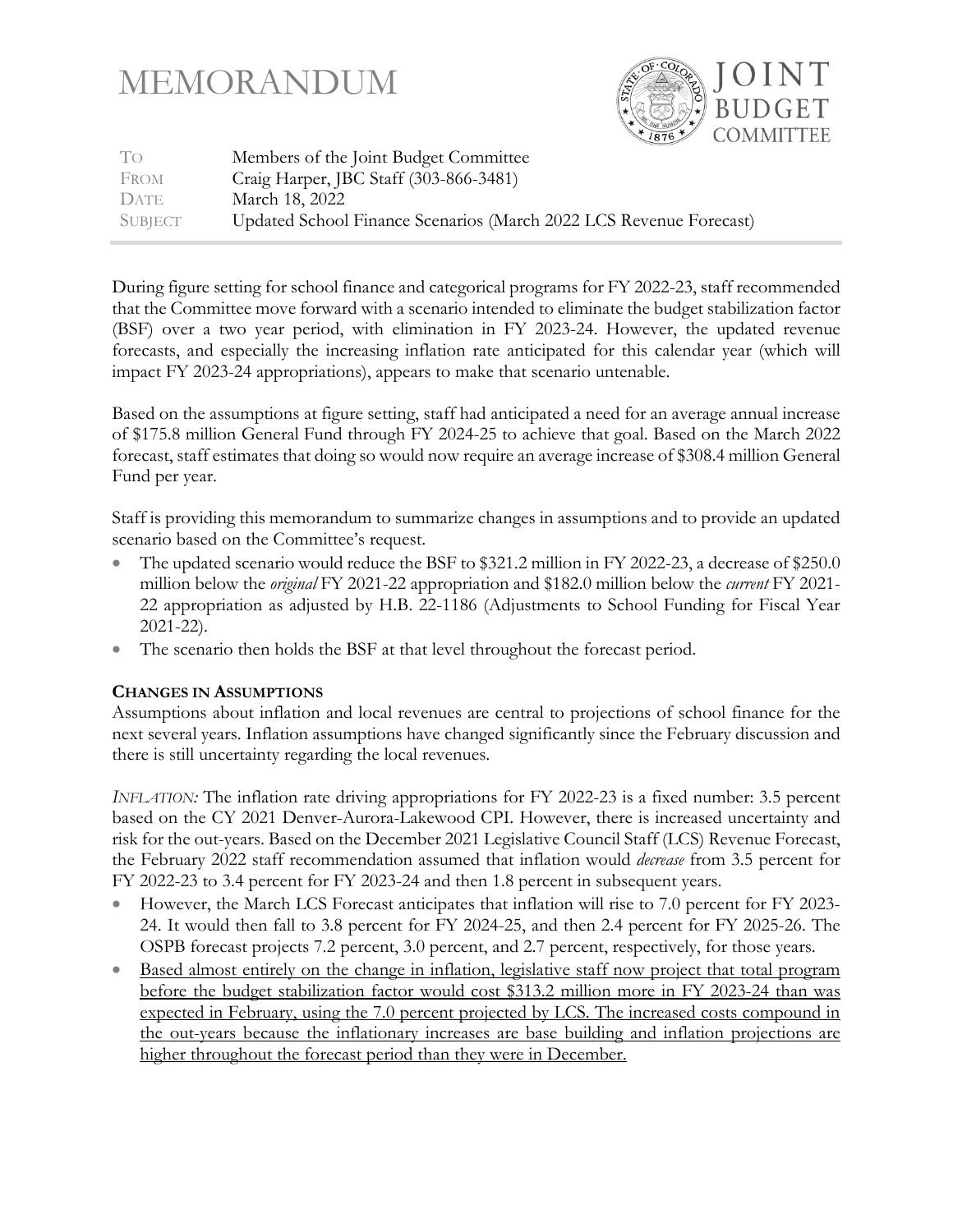# MEMORANDUM

**JOINT BUDGET COMMITTEE**

| | |
|---|---|
| TO | Members of the Joint Budget Committee |
| FROM | Craig Harper, JBC Staff (303-866-3481) |
| DATE | March 18, 2022 |
| SUBJECT | Updated School Finance Scenarios (March 2022 LCS Revenue Forecast) |

During figure setting for school finance and categorical programs for FY 2022-23, staff recommended that the Committee move forward with a scenario intended to eliminate the budget stabilization factor (BSF) over a two year period, with elimination in FY 2023-24. However, the updated revenue forecasts, and especially the increasing inflation rate anticipated for this calendar year (which will impact FY 2023-24 appropriations), appears to make that scenario untenable.

Based on the assumptions at figure setting, staff had anticipated a need for an average annual increase of $175.8 million General Fund through FY 2024-25 to achieve that goal. Based on the March 2022 forecast, staff estimates that doing so would now require an average increase of $308.4 million General Fund per year.

Staff is providing this memorandum to summarize changes in assumptions and to provide an updated scenario based on the Committee's request.

- The updated scenario would reduce the BSF to $321.2 million in FY 2022-23, a decrease of $250.0 million below the *original* FY 2021-22 appropriation and $182.0 million below the *current* FY 2021-22 appropriation as adjusted by H.B. 22-1186 (Adjustments to School Funding for Fiscal Year 2021-22).
- The scenario then holds the BSF at that level throughout the forecast period.

**CHANGES IN ASSUMPTIONS**

Assumptions about inflation and local revenues are central to projections of school finance for the next several years. Inflation assumptions have changed significantly since the February discussion and there is still uncertainty regarding the local revenues.

*INFLATION:* The inflation rate driving appropriations for FY 2022-23 is a fixed number: 3.5 percent based on the CY 2021 Denver-Aurora-Lakewood CPI. However, there is increased uncertainty and risk for the out-years. Based on the December 2021 Legislative Council Staff (LCS) Revenue Forecast, the February 2022 staff recommendation assumed that inflation would *decrease* from 3.5 percent for FY 2022-23 to 3.4 percent for FY 2023-24 and then 1.8 percent in subsequent years.

- However, the March LCS Forecast anticipates that inflation will rise to 7.0 percent for FY 2023-24. It would then fall to 3.8 percent for FY 2024-25, and then 2.4 percent for FY 2025-26. The OSPB forecast projects 7.2 percent, 3.0 percent, and 2.7 percent, respectively, for those years.
- <u>Based almost entirely on the change in inflation, legislative staff now project that total program before the budget stabilization factor would cost $313.2 million more in FY 2023-24 than was expected in February, using the 7.0 percent projected by LCS. The increased costs compound in the out-years because the inflationary increases are base building and inflation projections are higher throughout the forecast period than they were in December.</u>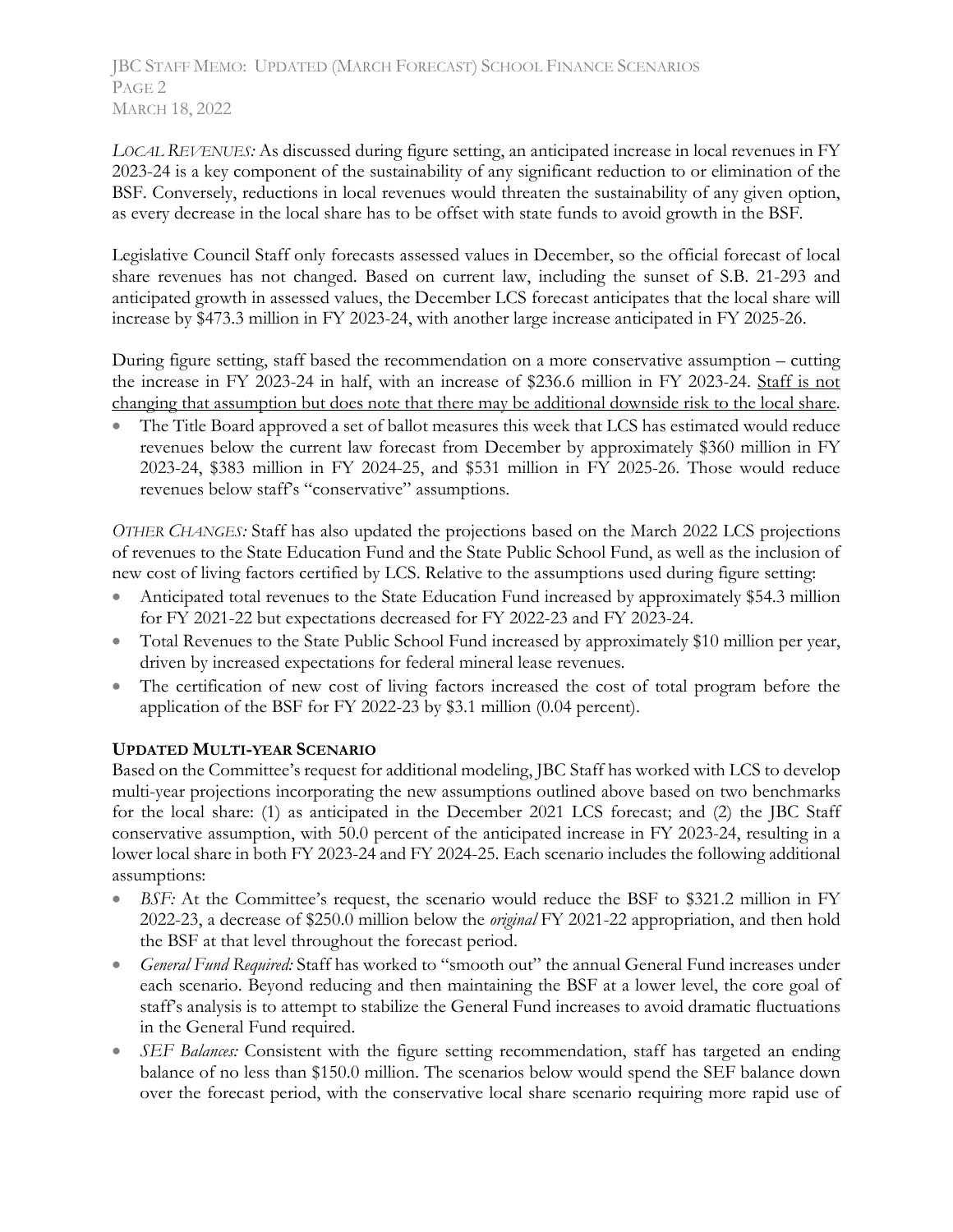*LOCAL REVENUES:* As discussed during figure setting, an anticipated increase in local revenues in FY 2023-24 is a key component of the sustainability of any significant reduction to or elimination of the BSF. Conversely, reductions in local revenues would threaten the sustainability of any given option, as every decrease in the local share has to be offset with state funds to avoid growth in the BSF.

Legislative Council Staff only forecasts assessed values in December, so the official forecast of local share revenues has not changed. Based on current law, including the sunset of S.B. 21-293 and anticipated growth in assessed values, the December LCS forecast anticipates that the local share will increase by $473.3 million in FY 2023-24, with another large increase anticipated in FY 2025-26.

During figure setting, staff based the recommendation on a more conservative assumption – cutting the increase in FY 2023-24 in half, with an increase of $236.6 million in FY 2023-24. <u>Staff is not changing that assumption but does note that there may be additional downside risk to the local share</u>.

- The Title Board approved a set of ballot measures this week that LCS has estimated would reduce revenues below the current law forecast from December by approximately $360 million in FY 2023-24, $383 million in FY 2024-25, and $531 million in FY 2025-26. Those would reduce revenues below staff's "conservative" assumptions.

*OTHER CHANGES:* Staff has also updated the projections based on the March 2022 LCS projections of revenues to the State Education Fund and the State Public School Fund, as well as the inclusion of new cost of living factors certified by LCS. Relative to the assumptions used during figure setting:

- Anticipated total revenues to the State Education Fund increased by approximately $54.3 million for FY 2021-22 but expectations decreased for FY 2022-23 and FY 2023-24.
- Total Revenues to the State Public School Fund increased by approximately $10 million per year, driven by increased expectations for federal mineral lease revenues.
- The certification of new cost of living factors increased the cost of total program before the application of the BSF for FY 2022-23 by $3.1 million (0.04 percent).

**UPDATED MULTI-YEAR SCENARIO**

Based on the Committee's request for additional modeling, JBC Staff has worked with LCS to develop multi-year projections incorporating the new assumptions outlined above based on two benchmarks for the local share: (1) as anticipated in the December 2021 LCS forecast; and (2) the JBC Staff conservative assumption, with 50.0 percent of the anticipated increase in FY 2023-24, resulting in a lower local share in both FY 2023-24 and FY 2024-25. Each scenario includes the following additional assumptions:

- *BSF:* At the Committee's request, the scenario would reduce the BSF to $321.2 million in FY 2022-23, a decrease of $250.0 million below the *original* FY 2021-22 appropriation, and then hold the BSF at that level throughout the forecast period.
- *General Fund Required:* Staff has worked to "smooth out" the annual General Fund increases under each scenario. Beyond reducing and then maintaining the BSF at a lower level, the core goal of staff's analysis is to attempt to stabilize the General Fund increases to avoid dramatic fluctuations in the General Fund required.
- *SEF Balances:* Consistent with the figure setting recommendation, staff has targeted an ending balance of no less than $150.0 million. The scenarios below would spend the SEF balance down over the forecast period, with the conservative local share scenario requiring more rapid use of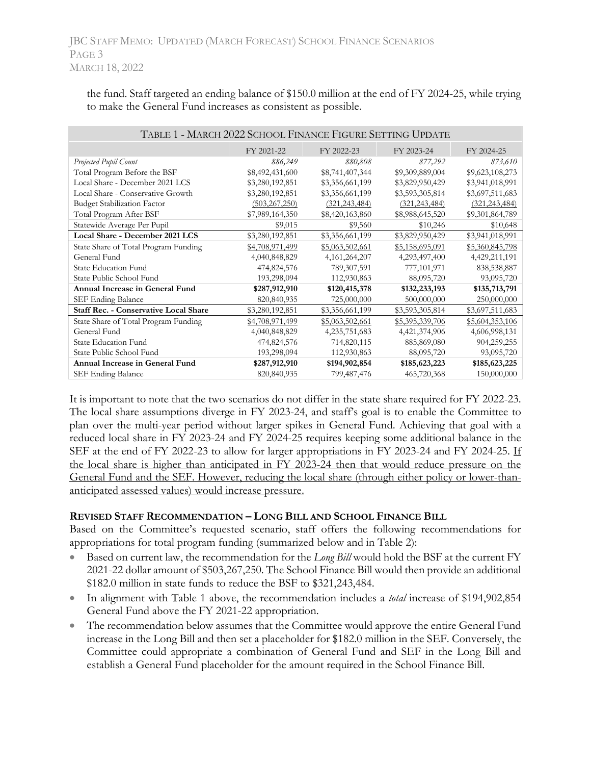the fund. Staff targeted an ending balance of $150.0 million at the end of FY 2024-25, while trying to make the General Fund increases as consistent as possible.

| Table 1 - March 2022 School Finance Figure Setting Update | | | | |
|---|---|---|---|---|
| | FY 2021-22 | FY 2022-23 | FY 2023-24 | FY 2024-25 |
| *Projected Pupil Count* | *886,249* | *880,808* | *877,292* | *873,610* |
| Total Program Before the BSF | $8,492,431,600 | $8,741,407,344 | $9,309,889,004 | $9,623,108,273 |
| Local Share - December 2021 LCS | $3,280,192,851 | $3,356,661,199 | $3,829,950,429 | $3,941,018,991 |
| Local Share - Conservative Growth | $3,280,192,851 | $3,356,661,199 | $3,593,305,814 | $3,697,511,683 |
| Budget Stabilization Factor | (503,267,250) | (321,243,484) | (321,243,484) | (321,243,484) |
| Total Program After BSF | $7,989,164,350 | $8,420,163,860 | $8,988,645,520 | $9,301,864,789 |
| Statewide Average Per Pupil | $9,015 | $9,560 | $10,246 | $10,648 |
| **Local Share - December 2021 LCS** | $3,280,192,851 | $3,356,661,199 | $3,829,950,429 | $3,941,018,991 |
| State Share of Total Program Funding | $4,708,971,499 | $5,063,502,661 | $5,158,695,091 | $5,360,845,798 |
| General Fund | 4,040,848,829 | 4,161,264,207 | 4,293,497,400 | 4,429,211,191 |
| State Education Fund | 474,824,576 | 789,307,591 | 777,101,971 | 838,538,887 |
| State Public School Fund | 193,298,094 | 112,930,863 | 88,095,720 | 93,095,720 |
| **Annual Increase in General Fund** | **$287,912,910** | **$120,415,378** | **$132,233,193** | **$135,713,791** |
| SEF Ending Balance | 820,840,935 | 725,000,000 | 500,000,000 | 250,000,000 |
| **Staff Rec. - Conservative Local Share** | $3,280,192,851 | $3,356,661,199 | $3,593,305,814 | $3,697,511,683 |
| State Share of Total Program Funding | $4,708,971,499 | $5,063,502,661 | $5,395,339,706 | $5,604,353,106 |
| General Fund | 4,040,848,829 | 4,235,751,683 | 4,421,374,906 | 4,606,998,131 |
| State Education Fund | 474,824,576 | 714,820,115 | 885,869,080 | 904,259,255 |
| State Public School Fund | 193,298,094 | 112,930,863 | 88,095,720 | 93,095,720 |
| **Annual Increase in General Fund** | **$287,912,910** | **$194,902,854** | **$185,623,223** | **$185,623,225** |
| SEF Ending Balance | 820,840,935 | 799,487,476 | 465,720,368 | 150,000,000 |

It is important to note that the two scenarios do not differ in the state share required for FY 2022-23. The local share assumptions diverge in FY 2023-24, and staff's goal is to enable the Committee to plan over the multi-year period without larger spikes in General Fund. Achieving that goal with a reduced local share in FY 2023-24 and FY 2024-25 requires keeping some additional balance in the SEF at the end of FY 2022-23 to allow for larger appropriations in FY 2023-24 and FY 2024-25. If the local share is higher than anticipated in FY 2023-24 then that would reduce pressure on the General Fund and the SEF. However, reducing the local share (through either policy or lower-than-anticipated assessed values) would increase pressure.

### Revised Staff Recommendation – Long Bill and School Finance Bill

Based on the Committee's requested scenario, staff offers the following recommendations for appropriations for total program funding (summarized below and in Table 2):

- Based on current law, the recommendation for the *Long Bill* would hold the BSF at the current FY 2021-22 dollar amount of $503,267,250. The School Finance Bill would then provide an additional $182.0 million in state funds to reduce the BSF to $321,243,484.
- In alignment with Table 1 above, the recommendation includes a *total* increase of $194,902,854 General Fund above the FY 2021-22 appropriation.
- The recommendation below assumes that the Committee would approve the entire General Fund increase in the Long Bill and then set a placeholder for $182.0 million in the SEF. Conversely, the Committee could appropriate a combination of General Fund and SEF in the Long Bill and establish a General Fund placeholder for the amount required in the School Finance Bill.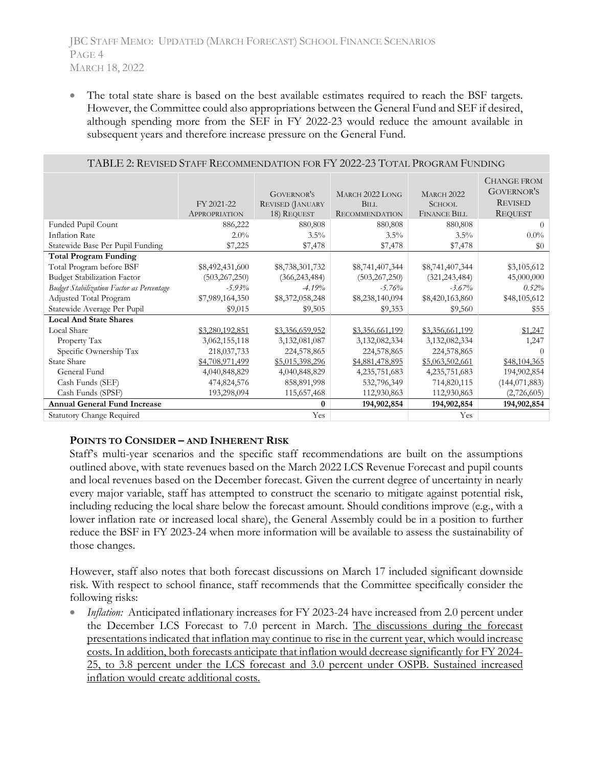- The total state share is based on the best available estimates required to reach the BSF targets. However, the Committee could also appropriations between the General Fund and SEF if desired, although spending more from the SEF in FY 2022-23 would reduce the amount available in subsequent years and therefore increase pressure on the General Fund.

| TABLE 2: REVISED STAFF RECOMMENDATION FOR FY 2022-23 TOTAL PROGRAM FUNDING | | | | | |
|---|---|---|---|---|---|
| | FY 2021-22 APPROPRIATION | GOVERNOR'S REVISED (JANUARY 18) REQUEST | MARCH 2022 LONG BILL RECOMMENDATION | MARCH 2022 SCHOOL FINANCE BILL | CHANGE FROM GOVERNOR'S REVISED REQUEST |
| Funded Pupil Count | 886,222 | 880,808 | 880,808 | 880,808 | 0 |
| Inflation Rate | 2.0% | 3.5% | 3.5% | 3.5% | 0.0% |
| Statewide Base Per Pupil Funding | $7,225 | $7,478 | $7,478 | $7,478 | $0 |
| **Total Program Funding** | | | | | |
| Total Program before BSF | $8,492,431,600 | $8,738,301,732 | $8,741,407,344 | $8,741,407,344 | $3,105,612 |
| Budget Stabilization Factor | (503,267,250) | (366,243,484) | (503,267,250) | (321,243,484) | 45,000,000 |
| *Budget Stabilization Factor as Percentage* | *-5.93%* | *-4.19%* | *-5.76%* | *-3.67%* | *0.52%* |
| Adjusted Total Program | $7,989,164,350 | $8,372,058,248 | $8,238,140,094 | $8,420,163,860 | $48,105,612 |
| Statewide Average Per Pupil | $9,015 | $9,505 | $9,353 | $9,560 | $55 |
| **Local And State Shares** | | | | | |
| Local Share | $3,280,192,851 | $3,356,659,952 | $3,356,661,199 | $3,356,661,199 | $1,247 |
| Property Tax | 3,062,155,118 | 3,132,081,087 | 3,132,082,334 | 3,132,082,334 | 1,247 |
| Specific Ownership Tax | 218,037,733 | 224,578,865 | 224,578,865 | 224,578,865 | 0 |
| State Share | $4,708,971,499 | $5,015,398,296 | $4,881,478,895 | $5,063,502,661 | $48,104,365 |
| General Fund | 4,040,848,829 | 4,040,848,829 | 4,235,751,683 | 4,235,751,683 | 194,902,854 |
| Cash Funds (SEF) | 474,824,576 | 858,891,998 | 532,796,349 | 714,820,115 | (144,071,883) |
| Cash Funds (SPSF) | 193,298,094 | 115,657,468 | 112,930,863 | 112,930,863 | (2,726,605) |
| **Annual General Fund Increase** | | **0** | **194,902,854** | **194,902,854** | **194,902,854** |
| Statutory Change Required | | Yes | | Yes | |

**POINTS TO CONSIDER – AND INHERENT RISK**

Staff's multi-year scenarios and the specific staff recommendations are built on the assumptions outlined above, with state revenues based on the March 2022 LCS Revenue Forecast and pupil counts and local revenues based on the December forecast. Given the current degree of uncertainty in nearly every major variable, staff has attempted to construct the scenario to mitigate against potential risk, including reducing the local share below the forecast amount. Should conditions improve (e.g., with a lower inflation rate or increased local share), the General Assembly could be in a position to further reduce the BSF in FY 2023-24 when more information will be available to assess the sustainability of those changes.

However, staff also notes that both forecast discussions on March 17 included significant downside risk. With respect to school finance, staff recommends that the Committee specifically consider the following risks:

- *Inflation:* Anticipated inflationary increases for FY 2023-24 have increased from 2.0 percent under the December LCS Forecast to 7.0 percent in March. The discussions during the forecast presentations indicated that inflation may continue to rise in the current year, which would increase costs. In addition, both forecasts anticipate that inflation would decrease significantly for FY 2024-25, to 3.8 percent under the LCS forecast and 3.0 percent under OSPB. Sustained increased inflation would create additional costs.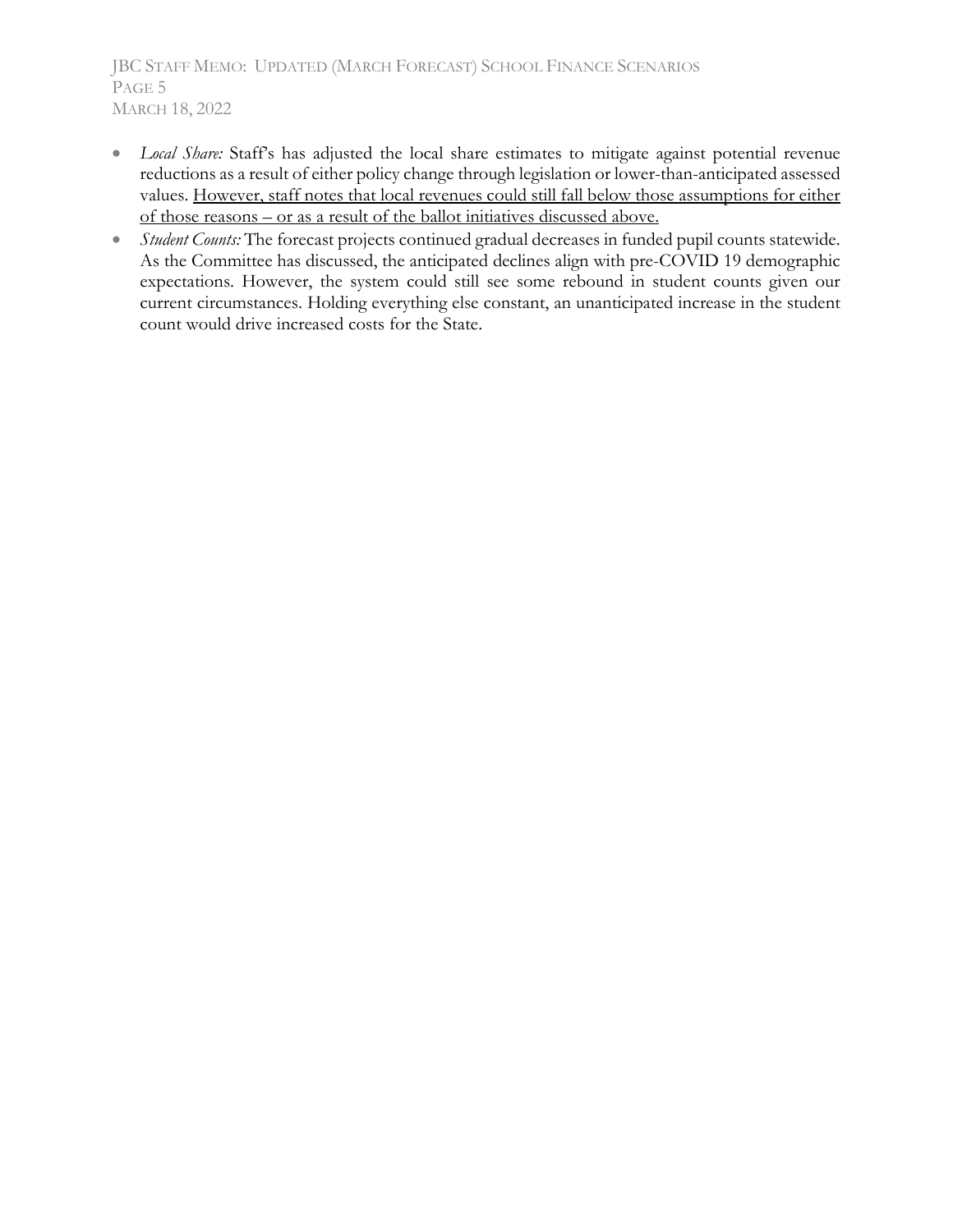- *Local Share:* Staff's has adjusted the local share estimates to mitigate against potential revenue reductions as a result of either policy change through legislation or lower-than-anticipated assessed values. <u>However, staff notes that local revenues could still fall below those assumptions for either of those reasons – or as a result of the ballot initiatives discussed above.</u>
- *Student Counts:* The forecast projects continued gradual decreases in funded pupil counts statewide. As the Committee has discussed, the anticipated declines align with pre-COVID 19 demographic expectations. However, the system could still see some rebound in student counts given our current circumstances. Holding everything else constant, an unanticipated increase in the student count would drive increased costs for the State.